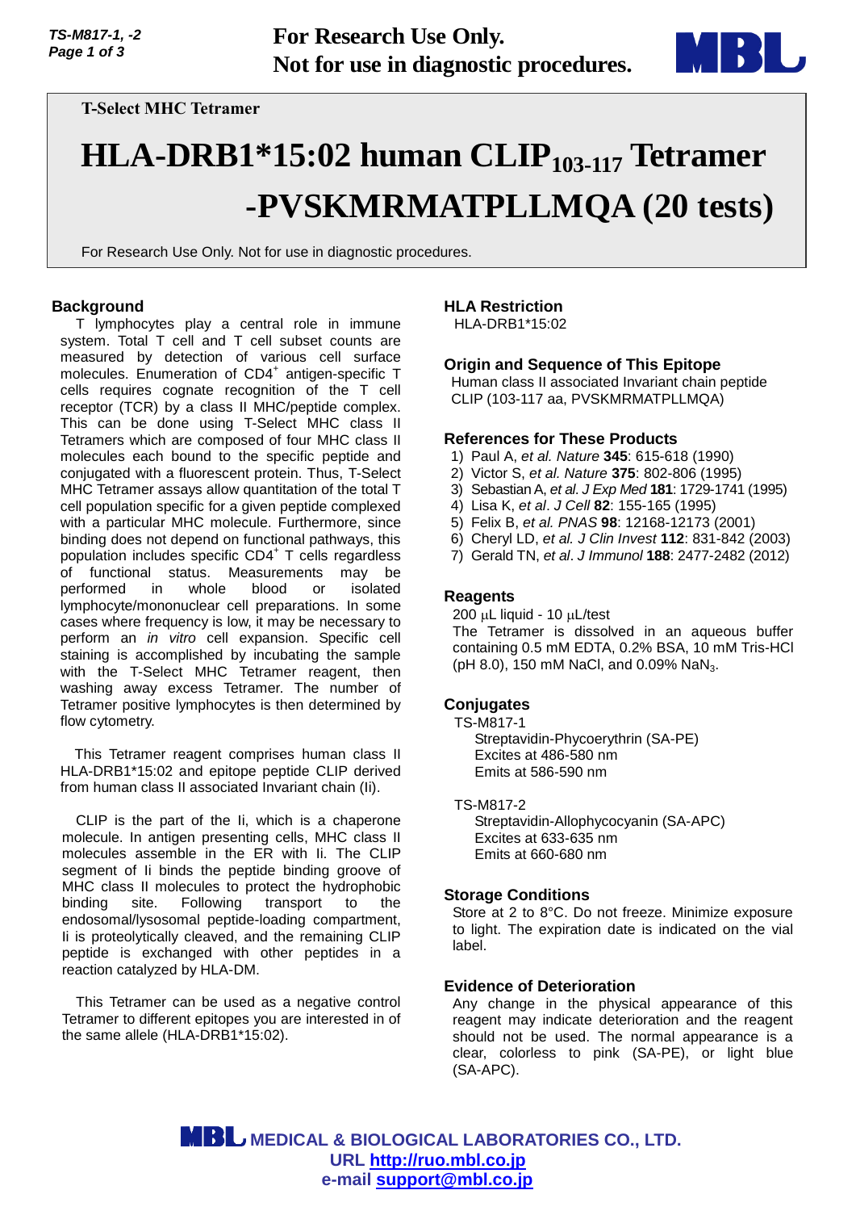For Research Use Only.
Not for use in diagnostic procedures.

T-Select MHC Tetramer

# HLA-DRB1*15:02 human $CLIP_{103\text{-}117}$ Tetramer -PVSKMRMATPLLMQA (20 tests)

For Research Use Only. Not for use in diagnostic procedures.

## Background

T lymphocytes play a central role in immune system. Total T cell and T cell subset counts are measured by detection of various cell surface molecules. Enumeration of $CD4^+$ antigen-specific T cells requires cognate recognition of the T cell receptor (TCR) by a class II MHC/peptide complex. This can be done using T-Select MHC class II Tetramers which are composed of four MHC class II molecules each bound to the specific peptide and conjugated with a fluorescent protein. Thus, T-Select MHC Tetramer assays allow quantitation of the total T cell population specific for a given peptide complexed with a particular MHC molecule. Furthermore, since binding does not depend on functional pathways, this population includes specific $CD4^+$ T cells regardless of functional status. Measurements may be performed in whole blood or isolated lymphocyte/mononuclear cell preparations. In some cases where frequency is low, it may be necessary to perform an *in vitro* cell expansion. Specific cell staining is accomplished by incubating the sample with the T-Select MHC Tetramer reagent, then washing away excess Tetramer. The number of Tetramer positive lymphocytes is then determined by flow cytometry.

This Tetramer reagent comprises human class II HLA-DRB1*15:02 and epitope peptide CLIP derived from human class II associated Invariant chain (Ii).

CLIP is the part of the Ii, which is a chaperone molecule. In antigen presenting cells, MHC class II molecules assemble in the ER with Ii. The CLIP segment of Ii binds the peptide binding groove of MHC class II molecules to protect the hydrophobic binding site. Following transport to the endosomal/lysosomal peptide-loading compartment, Ii is proteolytically cleaved, and the remaining CLIP peptide is exchanged with other peptides in a reaction catalyzed by HLA-DM.

This Tetramer can be used as a negative control Tetramer to different epitopes you are interested in of the same allele (HLA-DRB1*15:02).

## HLA Restriction

HLA-DRB1*15:02

## Origin and Sequence of This Epitope

Human class II associated Invariant chain peptide CLIP (103-117 aa, PVSKMRMATPLLMQA)

## References for These Products

1) Paul A, *et al. Nature* **345**: 615-618 (1990)
2) Victor S, *et al. Nature* **375**: 802-806 (1995)
3) Sebastian A, *et al. J Exp Med* **181**: 1729-1741 (1995)
4) Lisa K, *et al*. *J Cell* **82**: 155-165 (1995)
5) Felix B, *et al. PNAS* **98**: 12168-12173 (2001)
6) Cheryl LD, *et al. J Clin Invest* **112**: 831-842 (2003)
7) Gerald TN, *et al*. *J Immunol* **188**: 2477-2482 (2012)

## Reagents

200 μL liquid - 10 μL/test

The Tetramer is dissolved in an aqueous buffer containing 0.5 mM EDTA, 0.2% BSA, 10 mM Tris-HCl (pH 8.0), 150 mM NaCl, and 0.09% $NaN_3$.

## Conjugates

TS-M817-1
- Streptavidin-Phycoerythrin (SA-PE)
- Excites at 486-580 nm
- Emits at 586-590 nm

TS-M817-2
- Streptavidin-Allophycocyanin (SA-APC)
- Excites at 633-635 nm
- Emits at 660-680 nm

## Storage Conditions

Store at 2 to 8°C. Do not freeze. Minimize exposure to light. The expiration date is indicated on the vial label.

## Evidence of Deterioration

Any change in the physical appearance of this reagent may indicate deterioration and the reagent should not be used. The normal appearance is a clear, colorless to pink (SA-PE), or light blue (SA-APC).

MEDICAL & BIOLOGICAL LABORATORIES CO., LTD.
URL http://ruo.mbl.co.jp
e-mail support@mbl.co.jp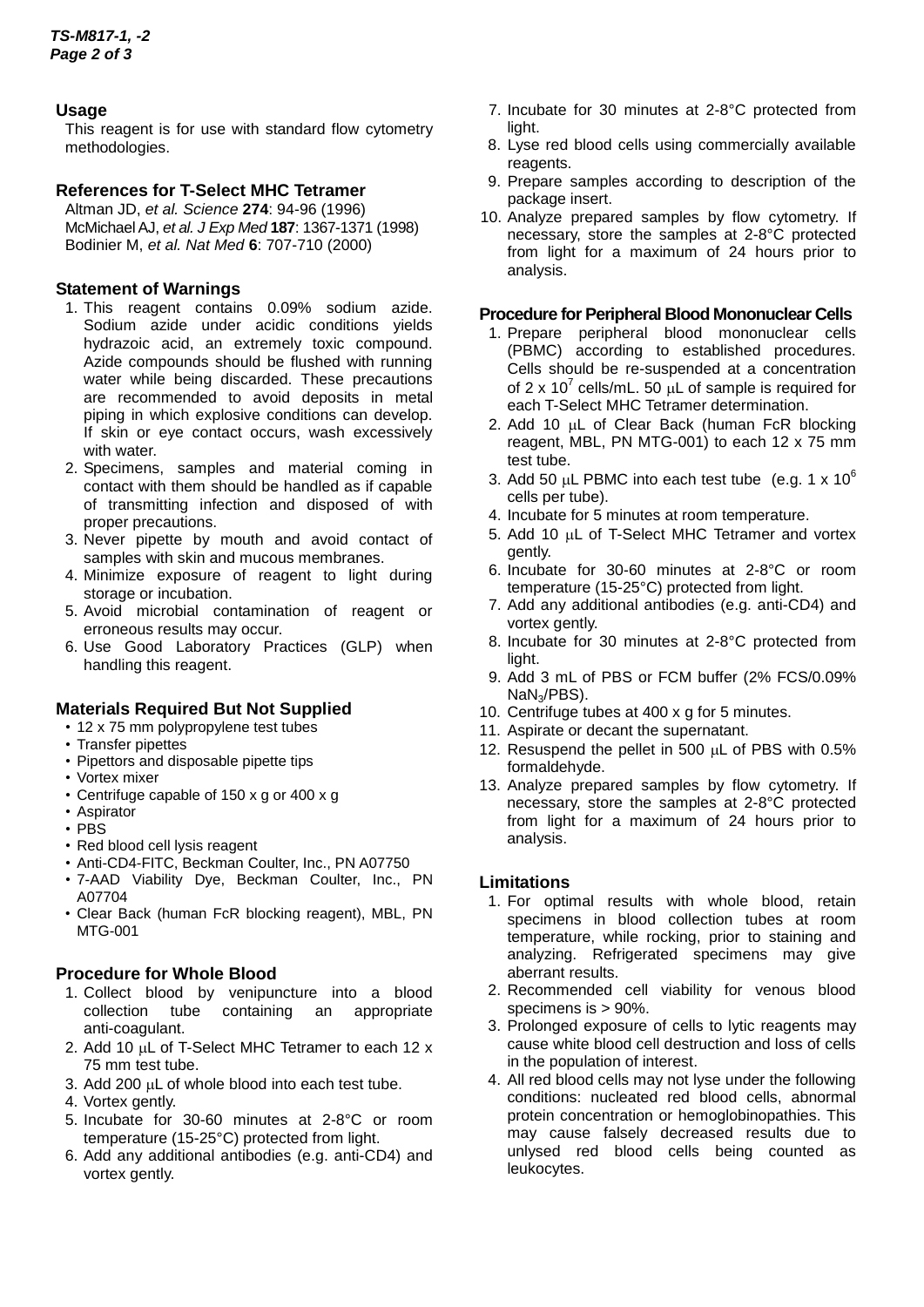## Usage

This reagent is for use with standard flow cytometry methodologies.

## References for T-Select MHC Tetramer

Altman JD, *et al. Science* **274**: 94-96 (1996)
McMichael AJ, *et al. J Exp Med* **187**: 1367-1371 (1998)
Bodinier M, *et al. Nat Med* **6**: 707-710 (2000)

## Statement of Warnings

1. This reagent contains 0.09% sodium azide. Sodium azide under acidic conditions yields hydrazoic acid, an extremely toxic compound. Azide compounds should be flushed with running water while being discarded. These precautions are recommended to avoid deposits in metal piping in which explosive conditions can develop. If skin or eye contact occurs, wash excessively with water.
2. Specimens, samples and material coming in contact with them should be handled as if capable of transmitting infection and disposed of with proper precautions.
3. Never pipette by mouth and avoid contact of samples with skin and mucous membranes.
4. Minimize exposure of reagent to light during storage or incubation.
5. Avoid microbial contamination of reagent or erroneous results may occur.
6. Use Good Laboratory Practices (GLP) when handling this reagent.

## Materials Required But Not Supplied

- 12 x 75 mm polypropylene test tubes
- Transfer pipettes
- Pipettors and disposable pipette tips
- Vortex mixer
- Centrifuge capable of 150 x g or 400 x g
- Aspirator
- PBS
- Red blood cell lysis reagent
- Anti-CD4-FITC, Beckman Coulter, Inc., PN A07750
- 7-AAD Viability Dye, Beckman Coulter, Inc., PN A07704
- Clear Back (human FcR blocking reagent), MBL, PN MTG-001

## Procedure for Whole Blood

1. Collect blood by venipuncture into a blood collection tube containing an appropriate anti-coagulant.
2. Add 10 μL of T-Select MHC Tetramer to each 12 x 75 mm test tube.
3. Add 200 μL of whole blood into each test tube.
4. Vortex gently.
5. Incubate for 30-60 minutes at 2-8°C or room temperature (15-25°C) protected from light.
6. Add any additional antibodies (e.g. anti-CD4) and vortex gently.
7. Incubate for 30 minutes at 2-8°C protected from light.
8. Lyse red blood cells using commercially available reagents.
9. Prepare samples according to description of the package insert.
10. Analyze prepared samples by flow cytometry. If necessary, store the samples at 2-8°C protected from light for a maximum of 24 hours prior to analysis.

## Procedure for Peripheral Blood Mononuclear Cells

1. Prepare peripheral blood mononuclear cells (PBMC) according to established procedures. Cells should be re-suspended at a concentration of 2 x $10^7$ cells/mL. 50 μL of sample is required for each T-Select MHC Tetramer determination.
2. Add 10 μL of Clear Back (human FcR blocking reagent, MBL, PN MTG-001) to each 12 x 75 mm test tube.
3. Add 50 μL PBMC into each test tube (e.g. 1 x $10^6$ cells per tube).
4. Incubate for 5 minutes at room temperature.
5. Add 10 μL of T-Select MHC Tetramer and vortex gently.
6. Incubate for 30-60 minutes at 2-8°C or room temperature (15-25°C) protected from light.
7. Add any additional antibodies (e.g. anti-CD4) and vortex gently.
8. Incubate for 30 minutes at 2-8°C protected from light.
9. Add 3 mL of PBS or FCM buffer (2% FCS/0.09% $NaN_3$/PBS).
10. Centrifuge tubes at 400 x g for 5 minutes.
11. Aspirate or decant the supernatant.
12. Resuspend the pellet in 500 μL of PBS with 0.5% formaldehyde.
13. Analyze prepared samples by flow cytometry. If necessary, store the samples at 2-8°C protected from light for a maximum of 24 hours prior to analysis.

## Limitations

1. For optimal results with whole blood, retain specimens in blood collection tubes at room temperature, while rocking, prior to staining and analyzing. Refrigerated specimens may give aberrant results.
2. Recommended cell viability for venous blood specimens is > 90%.
3. Prolonged exposure of cells to lytic reagents may cause white blood cell destruction and loss of cells in the population of interest.
4. All red blood cells may not lyse under the following conditions: nucleated red blood cells, abnormal protein concentration or hemoglobinopathies. This may cause falsely decreased results due to unlysed red blood cells being counted as leukocytes.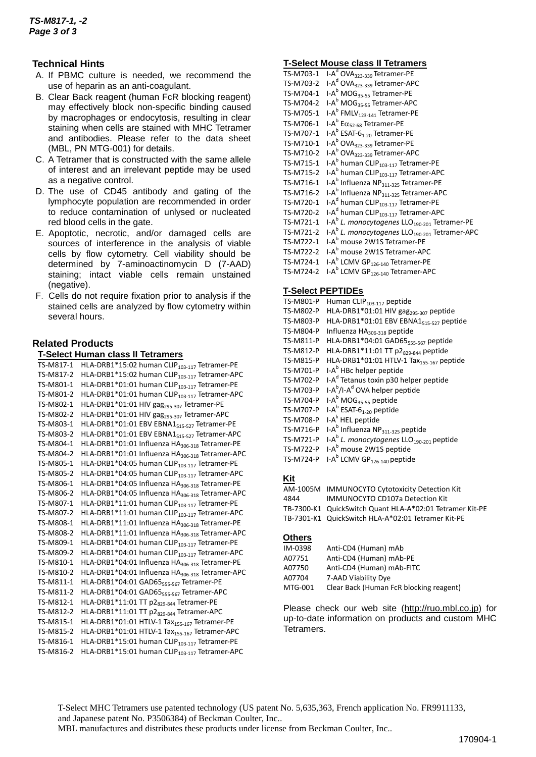## Technical Hints

A. If PBMC culture is needed, we recommend the use of heparin as an anti-coagulant.

B. Clear Back reagent (human FcR blocking reagent) may effectively block non-specific binding caused by macrophages or endocytosis, resulting in clear staining when cells are stained with MHC Tetramer and antibodies. Please refer to the data sheet (MBL, PN MTG-001) for details.

C. A Tetramer that is constructed with the same allele of interest and an irrelevant peptide may be used as a negative control.

D. The use of CD45 antibody and gating of the lymphocyte population are recommended in order to reduce contamination of unlysed or nucleated red blood cells in the gate.

E. Apoptotic, necrotic, and/or damaged cells are sources of interference in the analysis of viable cells by flow cytometry. Cell viability should be determined by 7-aminoactinomycin D (7-AAD) staining; intact viable cells remain unstained (negative).

F. Cells do not require fixation prior to analysis if the stained cells are analyzed by flow cytometry within several hours.

## Related Products

### T-Select Human class II Tetramers

| | |
|---|---|
| TS-M817-1 | HLA-DRB1*15:02 human CLIP$_{103-117}$ Tetramer-PE |
| TS-M817-2 | HLA-DRB1*15:02 human CLIP$_{103-117}$ Tetramer-APC |
| TS-M801-1 | HLA-DRB1*01:01 human CLIP$_{103-117}$ Tetramer-PE |
| TS-M801-2 | HLA-DRB1*01:01 human CLIP$_{103-117}$ Tetramer-APC |
| TS-M802-1 | HLA-DRB1*01:01 HIV gag$_{295-307}$ Tetramer-PE |
| TS-M802-2 | HLA-DRB1*01:01 HIV gag$_{295-307}$ Tetramer-APC |
| TS-M803-1 | HLA-DRB1*01:01 EBV EBNA1$_{515-527}$ Tetramer-PE |
| TS-M803-2 | HLA-DRB1*01:01 EBV EBNA1$_{515-527}$ Tetramer-APC |
| TS-M804-1 | HLA-DRB1*01:01 Influenza HA$_{306-318}$ Tetramer-PE |
| TS-M804-2 | HLA-DRB1*01:01 Influenza HA$_{306-318}$ Tetramer-APC |
| TS-M805-1 | HLA-DRB1*04:05 human CLIP$_{103-117}$ Tetramer-PE |
| TS-M805-2 | HLA-DRB1*04:05 human CLIP$_{103-117}$ Tetramer-APC |
| TS-M806-1 | HLA-DRB1*04:05 Influenza HA$_{306-318}$ Tetramer-PE |
| TS-M806-2 | HLA-DRB1*04:05 Influenza HA$_{306-318}$ Tetramer-APC |
| TS-M807-1 | HLA-DRB1*11:01 human CLIP$_{103-117}$ Tetramer-PE |
| TS-M807-2 | HLA-DRB1*11:01 human CLIP$_{103-117}$ Tetramer-APC |
| TS-M808-1 | HLA-DRB1*11:01 Influenza HA$_{306-318}$ Tetramer-PE |
| TS-M808-2 | HLA-DRB1*11:01 Influenza HA$_{306-318}$ Tetramer-APC |
| TS-M809-1 | HLA-DRB1*04:01 human CLIP$_{103-117}$ Tetramer-PE |
| TS-M809-2 | HLA-DRB1*04:01 human CLIP$_{103-117}$ Tetramer-APC |
| TS-M810-1 | HLA-DRB1*04:01 Influenza HA$_{306-318}$ Tetramer-PE |
| TS-M810-2 | HLA-DRB1*04:01 Influenza HA$_{306-318}$ Tetramer-APC |
| TS-M811-1 | HLA-DRB1*04:01 GAD65$_{555-567}$ Tetramer-PE |
| TS-M811-2 | HLA-DRB1*04:01 GAD65$_{555-567}$ Tetramer-APC |
| TS-M812-1 | HLA-DRB1*11:01 TT p2$_{829-844}$ Tetramer-PE |
| TS-M812-2 | HLA-DRB1*11:01 TT p2$_{829-844}$ Tetramer-APC |
| TS-M815-1 | HLA-DRB1*01:01 HTLV-1 Tax$_{155-167}$ Tetramer-PE |
| TS-M815-2 | HLA-DRB1*01:01 HTLV-1 Tax$_{155-167}$ Tetramer-APC |
| TS-M816-1 | HLA-DRB1*15:01 human CLIP$_{103-117}$ Tetramer-PE |
| TS-M816-2 | HLA-DRB1*15:01 human CLIP$_{103-117}$ Tetramer-APC |

### T-Select Mouse class II Tetramers

| | |
|---|---|
| TS-M703-1 | I-A$^d$ OVA$_{323-339}$ Tetramer-PE |
| TS-M703-2 | I-A$^d$ OVA$_{323-339}$ Tetramer-APC |
| TS-M704-1 | I-A$^b$ MOG$_{35-55}$ Tetramer-PE |
| TS-M704-2 | I-A$^b$ MOG$_{35-55}$ Tetramer-APC |
| TS-M705-1 | I-A$^b$ FMLV$_{123-141}$ Tetramer-PE |
| TS-M706-1 | I-A$^b$ E$\alpha_{52-68}$ Tetramer-PE |
| TS-M707-1 | I-A$^b$ ESAT-6$_{1-20}$ Tetramer-PE |
| TS-M710-1 | I-A$^b$ OVA$_{323-339}$ Tetramer-PE |
| TS-M710-2 | I-A$^b$ OVA$_{323-339}$ Tetramer-APC |
| TS-M715-1 | I-A$^b$ human CLIP$_{103-117}$ Tetramer-PE |
| TS-M715-2 | I-A$^b$ human CLIP$_{103-117}$ Tetramer-APC |
| TS-M716-1 | I-A$^b$ Influenza NP$_{311-325}$ Tetramer-PE |
| TS-M716-2 | I-A$^b$ Influenza NP$_{311-325}$ Tetramer-APC |
| TS-M720-1 | I-A$^d$ human CLIP$_{103-117}$ Tetramer-PE |
| TS-M720-2 | I-A$^d$ human CLIP$_{103-117}$ Tetramer-APC |
| TS-M721-1 | I-A$^b$ *L. monocytogenes* LLO$_{190-201}$ Tetramer-PE |
| TS-M721-2 | I-A$^b$ *L. monocytogenes* LLO$_{190-201}$ Tetramer-APC |
| TS-M722-1 | I-A$^b$ mouse 2W1S Tetramer-PE |
| TS-M722-2 | I-A$^b$ mouse 2W1S Tetramer-APC |
| TS-M724-1 | I-A$^b$ LCMV GP$_{126-140}$ Tetramer-PE |
| TS-M724-2 | I-A$^b$ LCMV GP$_{126-140}$ Tetramer-APC |

### T-Select PEPTIDEs

| | |
|---|---|
| TS-M801-P | Human CLIP$_{103-117}$ peptide |
| TS-M802-P | HLA-DRB1*01:01 HIV gag$_{295-307}$ peptide |
| TS-M803-P | HLA-DRB1*01:01 EBV EBNA1$_{515-527}$ peptide |
| TS-M804-P | Influenza HA$_{306-318}$ peptide |
| TS-M811-P | HLA-DRB1*04:01 GAD65$_{555-567}$ peptide |
| TS-M812-P | HLA-DRB1*11:01 TT p2$_{829-844}$ peptide |
| TS-M815-P | HLA-DRB1*01:01 HTLV-1 Tax$_{155-167}$ peptide |
| TS-M701-P | I-A$^b$ HBc helper peptide |
| TS-M702-P | I-A$^d$ Tetanus toxin p30 helper peptide |
| TS-M703-P | I-A$^b$/I-A$^d$ OVA helper peptide |
| TS-M704-P | I-A$^b$ MOG$_{35-55}$ peptide |
| TS-M707-P | I-A$^b$ ESAT-6$_{1-20}$ peptide |
| TS-M708-P | I-A$^k$ HEL peptide |
| TS-M716-P | I-A$^b$ Influenza NP$_{311-325}$ peptide |
| TS-M721-P | I-A$^b$ *L. monocytogenes* LLO$_{190-201}$ peptide |
| TS-M722-P | I-A$^b$ mouse 2W1S peptide |
| TS-M724-P | I-A$^b$ LCMV GP$_{126-140}$ peptide |

### Kit

| | |
|---|---|
| AM-1005M | IMMUNOCYTO Cytotoxicity Detection Kit |
| 4844 | IMMUNOCYTO CD107a Detection Kit |
| TB-7300-K1 | QuickSwitch Quant HLA-A*02:01 Tetramer Kit-PE |
| TB-7301-K1 | QuickSwitch HLA-A*02:01 Tetramer Kit-PE |

### Others

| | |
|---|---|
| IM-0398 | Anti-CD4 (Human) mAb |
| A07751 | Anti-CD4 (Human) mAb-PE |
| A07750 | Anti-CD4 (Human) mAb-FITC |
| A07704 | 7-AAD Viability Dye |
| MTG-001 | Clear Back (Human FcR blocking reagent) |

Please check our web site (http://ruo.mbl.co.jp) for up-to-date information on products and custom MHC Tetramers.

T-Select MHC Tetramers use patented technology (US patent No. 5,635,363, French application No. FR9911133, and Japanese patent No. P3506384) of Beckman Coulter, Inc..
MBL manufactures and distributes these products under license from Beckman Coulter, Inc..

170904-1